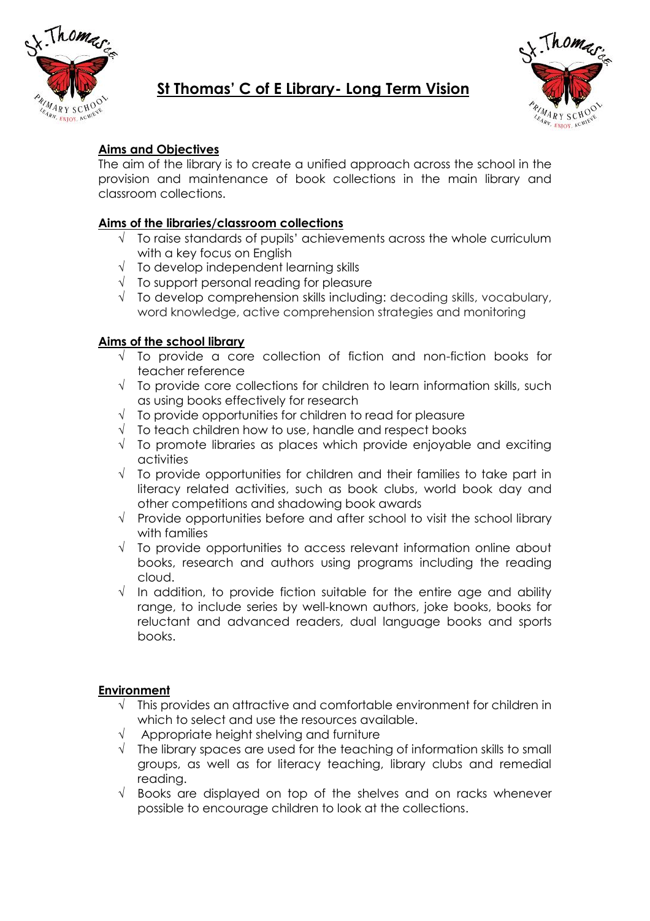# St Thomas' C of E Library- Long Term Vision

## Aims and Objectives

The aim of the library is to create a unified approach across the school in the provision and maintenance of book collections in the main library and classroom collections.

## Aims of the libraries/classroom collections

- √ To raise standards of pupils' achievements across the whole curriculum with a key focus on English
- √ To develop independent learning skills
- √ To support personal reading for pleasure
- √ To develop comprehension skills including: decoding skills, vocabulary, word knowledge, active comprehension strategies and monitoring

## Aims of the school library

- √ To provide a core collection of fiction and non-fiction books for teacher reference
- √ To provide core collections for children to learn information skills, such as using books effectively for research
- √ To provide opportunities for children to read for pleasure
- √ To teach children how to use, handle and respect books
- √ To promote libraries as places which provide enjoyable and exciting activities
- √ To provide opportunities for children and their families to take part in literacy related activities, such as book clubs, world book day and other competitions and shadowing book awards
- √ Provide opportunities before and after school to visit the school library with families
- √ To provide opportunities to access relevant information online about books, research and authors using programs including the reading cloud.
- √ In addition, to provide fiction suitable for the entire age and ability range, to include series by well-known authors, joke books, books for reluctant and advanced readers, dual language books and sports books.

## Environment

- √ This provides an attractive and comfortable environment for children in which to select and use the resources available.
- √ Appropriate height shelving and furniture
- √ The library spaces are used for the teaching of information skills to small groups, as well as for literacy teaching, library clubs and remedial reading.
- √ Books are displayed on top of the shelves and on racks whenever possible to encourage children to look at the collections.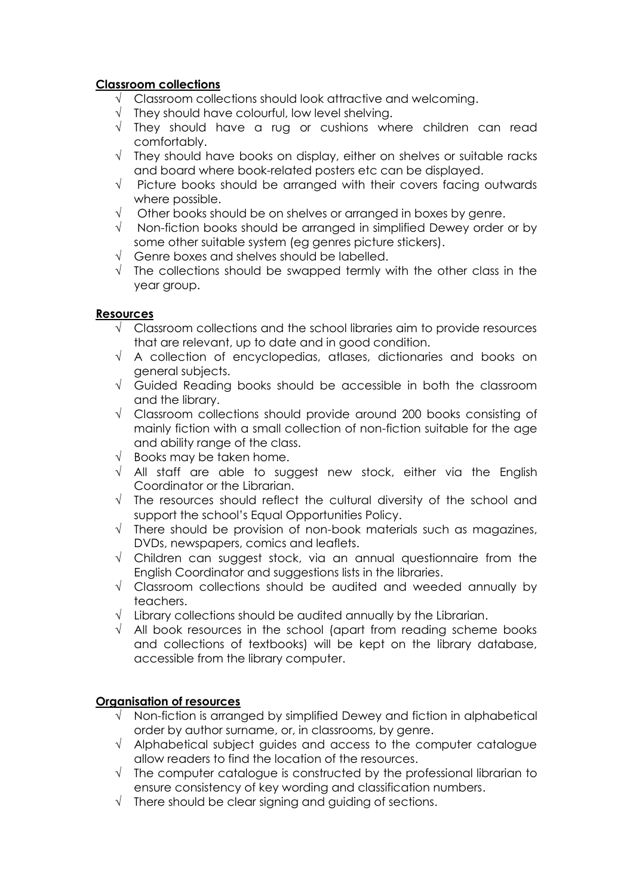**Classroom collections**

- √ Classroom collections should look attractive and welcoming.
- √ They should have colourful, low level shelving.
- √ They should have a rug or cushions where children can read comfortably.
- √ They should have books on display, either on shelves or suitable racks and board where book-related posters etc can be displayed.
- √ Picture books should be arranged with their covers facing outwards where possible.
- √ Other books should be on shelves or arranged in boxes by genre.
- √ Non-fiction books should be arranged in simplified Dewey order or by some other suitable system (eg genres picture stickers).
- √ Genre boxes and shelves should be labelled.
- √ The collections should be swapped termly with the other class in the year group.

**Resources**

- √ Classroom collections and the school libraries aim to provide resources that are relevant, up to date and in good condition.
- √ A collection of encyclopedias, atlases, dictionaries and books on general subjects.
- √ Guided Reading books should be accessible in both the classroom and the library.
- √ Classroom collections should provide around 200 books consisting of mainly fiction with a small collection of non-fiction suitable for the age and ability range of the class.
- √ Books may be taken home.
- √ All staff are able to suggest new stock, either via the English Coordinator or the Librarian.
- √ The resources should reflect the cultural diversity of the school and support the school's Equal Opportunities Policy.
- √ There should be provision of non-book materials such as magazines, DVDs, newspapers, comics and leaflets.
- √ Children can suggest stock, via an annual questionnaire from the English Coordinator and suggestions lists in the libraries.
- √ Classroom collections should be audited and weeded annually by teachers.
- √ Library collections should be audited annually by the Librarian.
- √ All book resources in the school (apart from reading scheme books and collections of textbooks) will be kept on the library database, accessible from the library computer.

**Organisation of resources**

- √ Non-fiction is arranged by simplified Dewey and fiction in alphabetical order by author surname, or, in classrooms, by genre.
- √ Alphabetical subject guides and access to the computer catalogue allow readers to find the location of the resources.
- √ The computer catalogue is constructed by the professional librarian to ensure consistency of key wording and classification numbers.
- √ There should be clear signing and guiding of sections.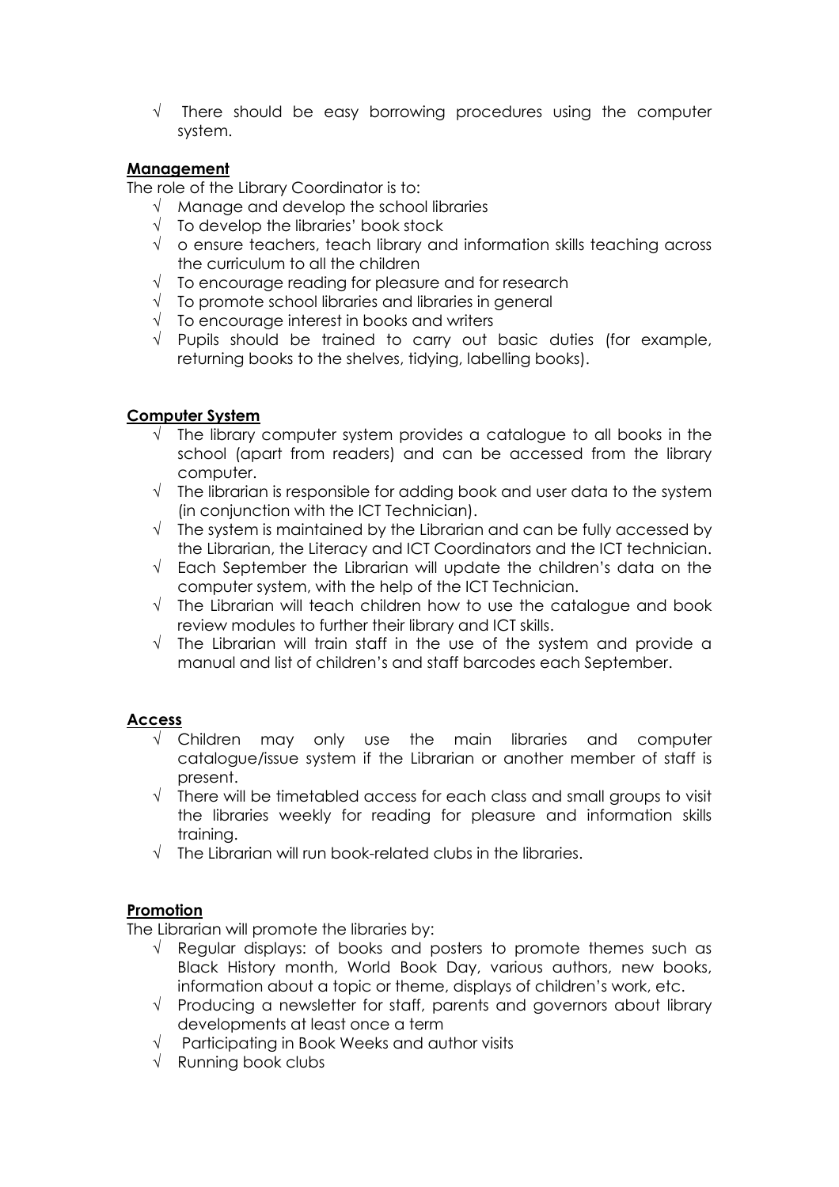- √ There should be easy borrowing procedures using the computer system.

**Management**

The role of the Library Coordinator is to:

- √ Manage and develop the school libraries
- √ To develop the libraries' book stock
- √ o ensure teachers, teach library and information skills teaching across the curriculum to all the children
- √ To encourage reading for pleasure and for research
- √ To promote school libraries and libraries in general
- √ To encourage interest in books and writers
- √ Pupils should be trained to carry out basic duties (for example, returning books to the shelves, tidying, labelling books).

**Computer System**

- √ The library computer system provides a catalogue to all books in the school (apart from readers) and can be accessed from the library computer.
- √ The librarian is responsible for adding book and user data to the system (in conjunction with the ICT Technician).
- √ The system is maintained by the Librarian and can be fully accessed by the Librarian, the Literacy and ICT Coordinators and the ICT technician.
- √ Each September the Librarian will update the children's data on the computer system, with the help of the ICT Technician.
- √ The Librarian will teach children how to use the catalogue and book review modules to further their library and ICT skills.
- √ The Librarian will train staff in the use of the system and provide a manual and list of children's and staff barcodes each September.

**Access**

- √ Children may only use the main libraries and computer catalogue/issue system if the Librarian or another member of staff is present.
- √ There will be timetabled access for each class and small groups to visit the libraries weekly for reading for pleasure and information skills training.
- √ The Librarian will run book-related clubs in the libraries.

**Promotion**

The Librarian will promote the libraries by:

- √ Regular displays: of books and posters to promote themes such as Black History month, World Book Day, various authors, new books, information about a topic or theme, displays of children's work, etc.
- √ Producing a newsletter for staff, parents and governors about library developments at least once a term
- √ Participating in Book Weeks and author visits
- √ Running book clubs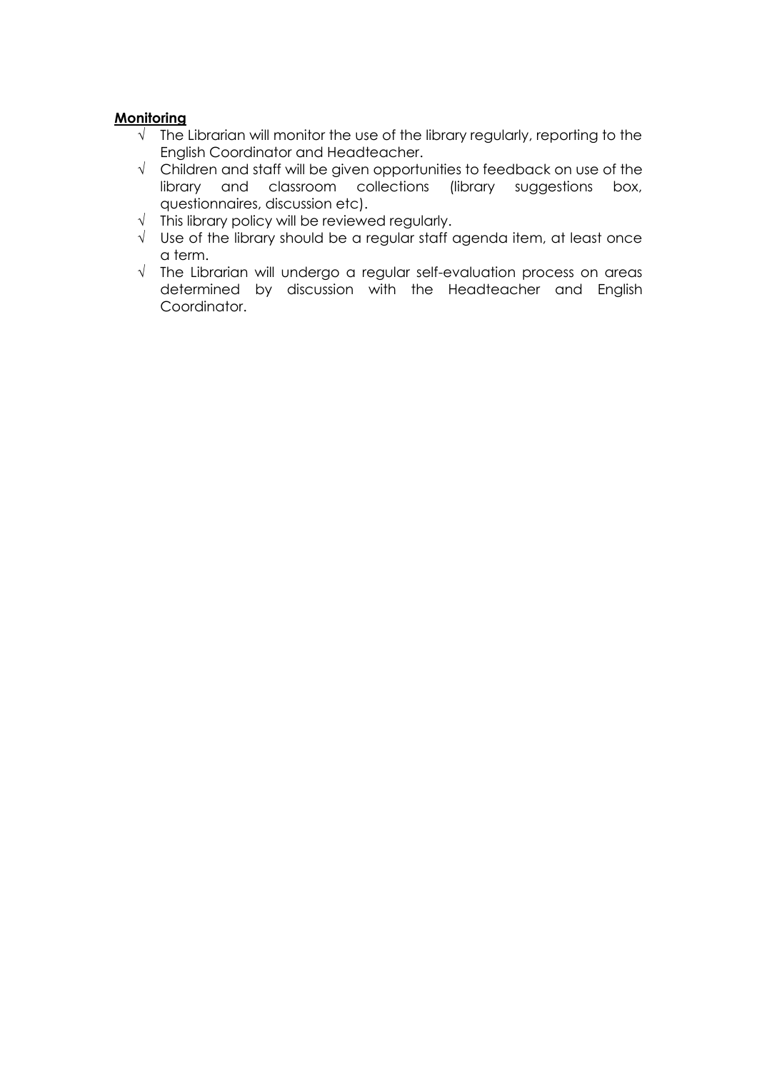**Monitoring**

- √ The Librarian will monitor the use of the library regularly, reporting to the English Coordinator and Headteacher.
- √ Children and staff will be given opportunities to feedback on use of the library and classroom collections (library suggestions box, questionnaires, discussion etc).
- √ This library policy will be reviewed regularly.
- √ Use of the library should be a regular staff agenda item, at least once a term.
- √ The Librarian will undergo a regular self-evaluation process on areas determined by discussion with the Headteacher and English Coordinator.